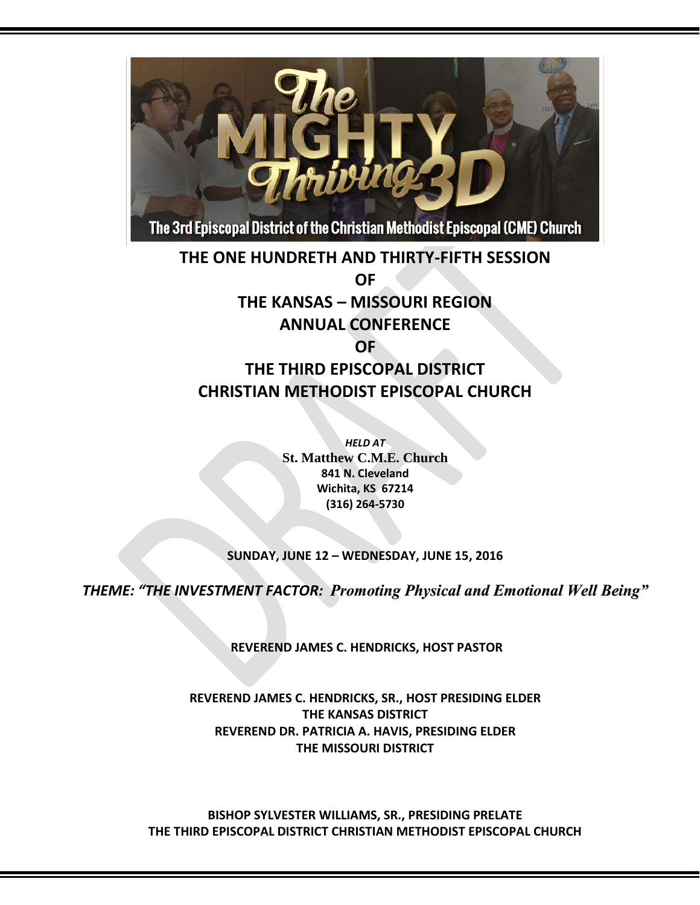# THE ONE HUNDRETH AND THIRTY-FIFTH SESSION

# OF

# THE KANSAS – MISSOURI REGION

# ANNUAL CONFERENCE

# OF

# THE THIRD EPISCOPAL DISTRICT

# CHRISTIAN METHODIST EPISCOPAL CHURCH

*HELD AT*

**St. Matthew C.M.E. Church**

**841 N. Cleveland**

**Wichita, KS 67214**

**(316) 264-5730**

**SUNDAY, JUNE 12 – WEDNESDAY, JUNE 15, 2016**

***THEME: "THE INVESTMENT FACTOR: Promoting Physical and Emotional Well Being"***

**REVEREND JAMES C. HENDRICKS, HOST PASTOR**

**REVEREND JAMES C. HENDRICKS, SR., HOST PRESIDING ELDER**
**THE KANSAS DISTRICT**
**REVEREND DR. PATRICIA A. HAVIS, PRESIDING ELDER**
**THE MISSOURI DISTRICT**

**BISHOP SYLVESTER WILLIAMS, SR., PRESIDING PRELATE**
**THE THIRD EPISCOPAL DISTRICT CHRISTIAN METHODIST EPISCOPAL CHURCH**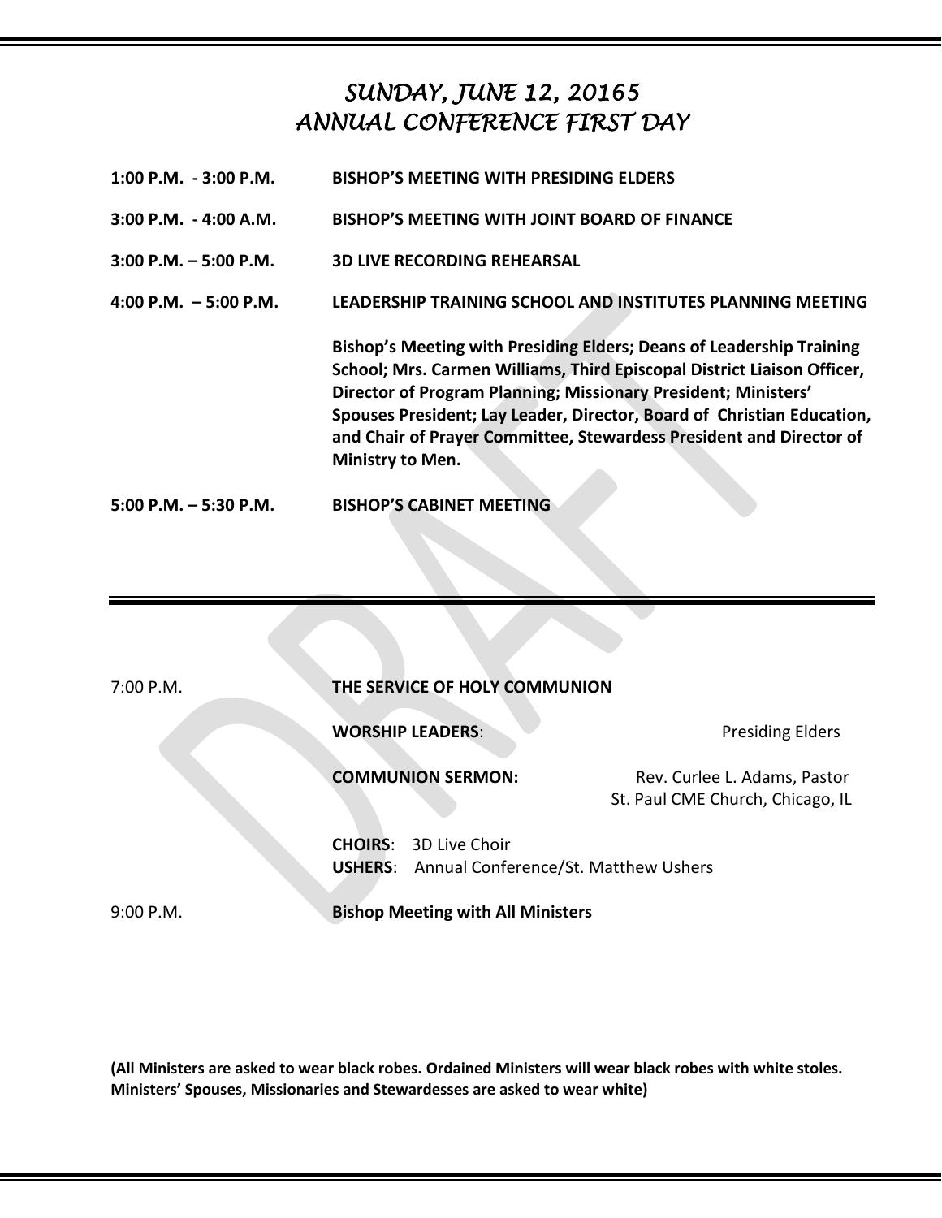# *SUNDAY, JUNE 12, 20165*
# *ANNUAL CONFERENCE FIRST DAY*

| | |
|---|---|
| **1:00 P.M. - 3:00 P.M.** | **BISHOP'S MEETING WITH PRESIDING ELDERS** |
| **3:00 P.M. - 4:00 A.M.** | **BISHOP'S MEETING WITH JOINT BOARD OF FINANCE** |
| **3:00 P.M. – 5:00 P.M.** | **3D LIVE RECORDING REHEARSAL** |
| **4:00 P.M. – 5:00 P.M.** | **LEADERSHIP TRAINING SCHOOL AND INSTITUTES PLANNING MEETING** |
| | **Bishop's Meeting with Presiding Elders; Deans of Leadership Training School; Mrs. Carmen Williams, Third Episcopal District Liaison Officer, Director of Program Planning; Missionary President; Ministers' Spouses President; Lay Leader, Director, Board of Christian Education, and Chair of Prayer Committee, Stewardess President and Director of Ministry to Men.** |
| **5:00 P.M. – 5:30 P.M.** | **BISHOP'S CABINET MEETING** |

---

7:00 P.M. **THE SERVICE OF HOLY COMMUNION**

**WORSHIP LEADERS**: Presiding Elders

**COMMUNION SERMON:** Rev. Curlee L. Adams, Pastor
St. Paul CME Church, Chicago, IL

**CHOIRS**: 3D Live Choir
**USHERS**: Annual Conference/St. Matthew Ushers

9:00 P.M. **Bishop Meeting with All Ministers**

**(All Ministers are asked to wear black robes. Ordained Ministers will wear black robes with white stoles. Ministers' Spouses, Missionaries and Stewardesses are asked to wear white)**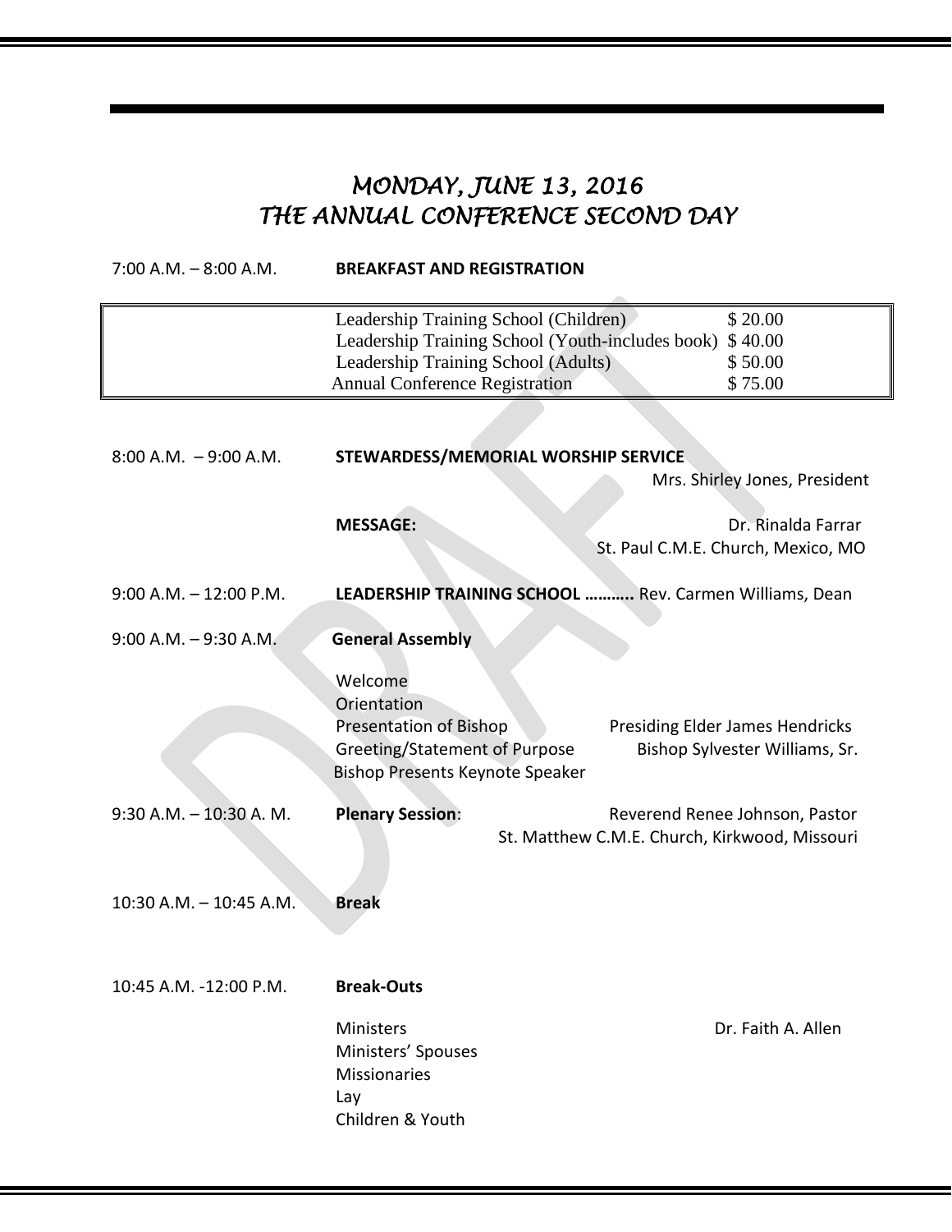# *MONDAY, JUNE 13, 2016*
# *THE ANNUAL CONFERENCE SECOND DAY*

7:00 A.M. – 8:00 A.M. **BREAKFAST AND REGISTRATION**

| Item | Fee |
|---|---|
| Leadership Training School (Children) | $ 20.00 |
| Leadership Training School (Youth-includes book) | $ 40.00 |
| Leadership Training School (Adults) | $ 50.00 |
| Annual Conference Registration | $ 75.00 |

8:00 A.M. – 9:00 A.M. **STEWARDESS/MEMORIAL WORSHIP SERVICE**
Mrs. Shirley Jones, President

**MESSAGE:** Dr. Rinalda Farrar
St. Paul C.M.E. Church, Mexico, MO

9:00 A.M. – 12:00 P.M. **LEADERSHIP TRAINING SCHOOL ………..** Rev. Carmen Williams, Dean

9:00 A.M. – 9:30 A.M. **General Assembly**

Welcome
Orientation
Presentation of Bishop — Presiding Elder James Hendricks
Greeting/Statement of Purpose — Bishop Sylvester Williams, Sr.
Bishop Presents Keynote Speaker

9:30 A.M. – 10:30 A. M. **Plenary Session**: Reverend Renee Johnson, Pastor
St. Matthew C.M.E. Church, Kirkwood, Missouri

10:30 A.M. – 10:45 A.M. **Break**

10:45 A.M. -12:00 P.M. **Break-Outs**

Ministers — Dr. Faith A. Allen
Ministers' Spouses
Missionaries
Lay
Children & Youth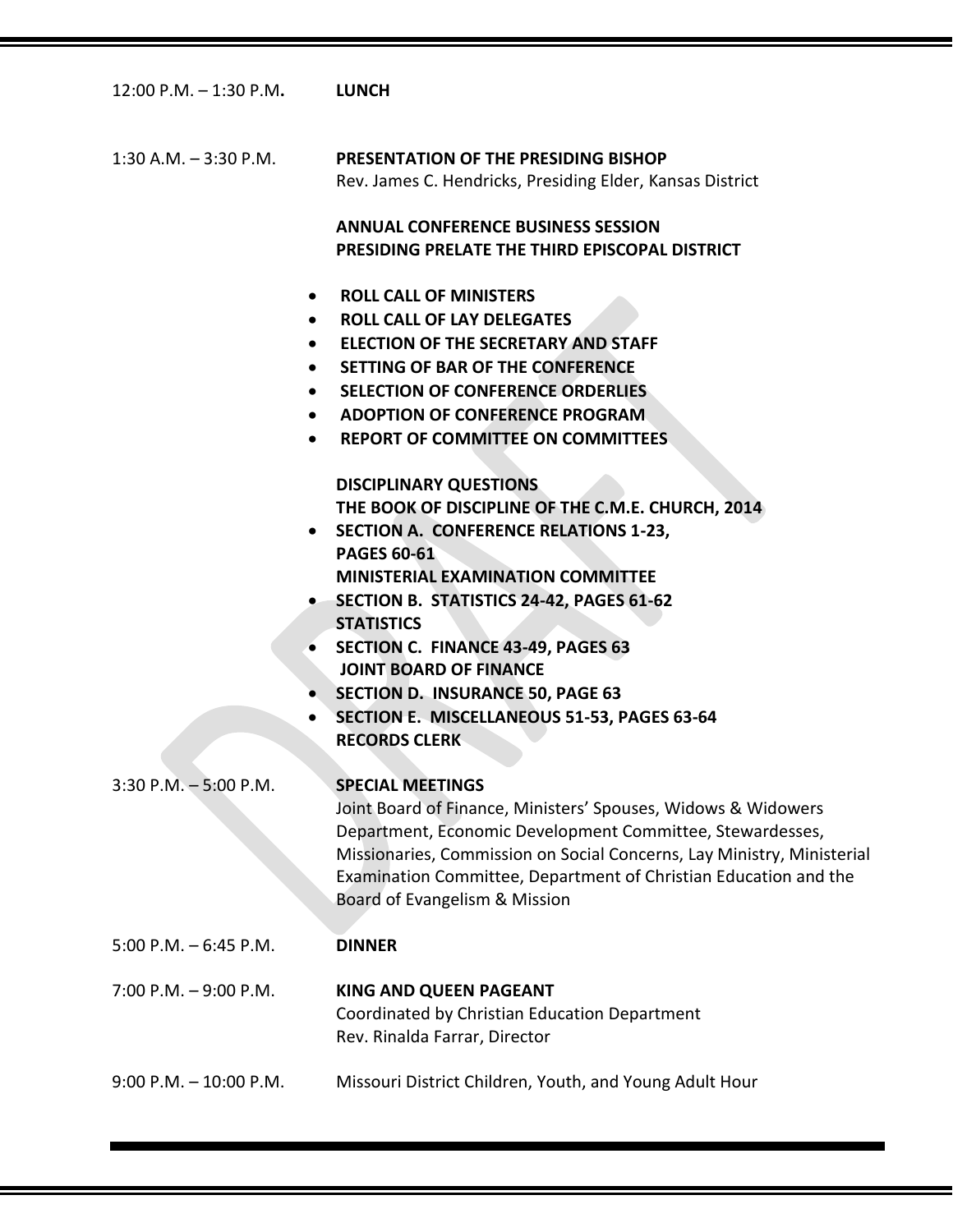| | |
|---|---|
| 12:00 P.M. – 1:30 P.M. | **LUNCH** |
| 1:30 A.M. – 3:30 P.M. | **PRESENTATION OF THE PRESIDING BISHOP**<br>Rev. James C. Hendricks, Presiding Elder, Kansas District |

**ANNUAL CONFERENCE BUSINESS SESSION**
**PRESIDING PRELATE THE THIRD EPISCOPAL DISTRICT**

- **ROLL CALL OF MINISTERS**
- **ROLL CALL OF LAY DELEGATES**
- **ELECTION OF THE SECRETARY AND STAFF**
- **SETTING OF BAR OF THE CONFERENCE**
- **SELECTION OF CONFERENCE ORDERLIES**
- **ADOPTION OF CONFERENCE PROGRAM**
- **REPORT OF COMMITTEE ON COMMITTEES**

**DISCIPLINARY QUESTIONS**
**THE BOOK OF DISCIPLINE OF THE C.M.E. CHURCH, 2014**

- **SECTION A. CONFERENCE RELATIONS 1-23, PAGES 60-61**
  **MINISTERIAL EXAMINATION COMMITTEE**
- **SECTION B. STATISTICS 24-42, PAGES 61-62**
  **STATISTICS**
- **SECTION C. FINANCE 43-49, PAGES 63**
  **JOINT BOARD OF FINANCE**
- **SECTION D. INSURANCE 50, PAGE 63**
- **SECTION E. MISCELLANEOUS 51-53, PAGES 63-64**
  **RECORDS CLERK**

| | |
|---|---|
| 3:30 P.M. – 5:00 P.M. | **SPECIAL MEETINGS**<br>Joint Board of Finance, Ministers' Spouses, Widows & Widowers Department, Economic Development Committee, Stewardesses, Missionaries, Commission on Social Concerns, Lay Ministry, Ministerial Examination Committee, Department of Christian Education and the Board of Evangelism & Mission |
| 5:00 P.M. – 6:45 P.M. | **DINNER** |
| 7:00 P.M. – 9:00 P.M. | **KING AND QUEEN PAGEANT**<br>Coordinated by Christian Education Department<br>Rev. Rinalda Farrar, Director |
| 9:00 P.M. – 10:00 P.M. | Missouri District Children, Youth, and Young Adult Hour |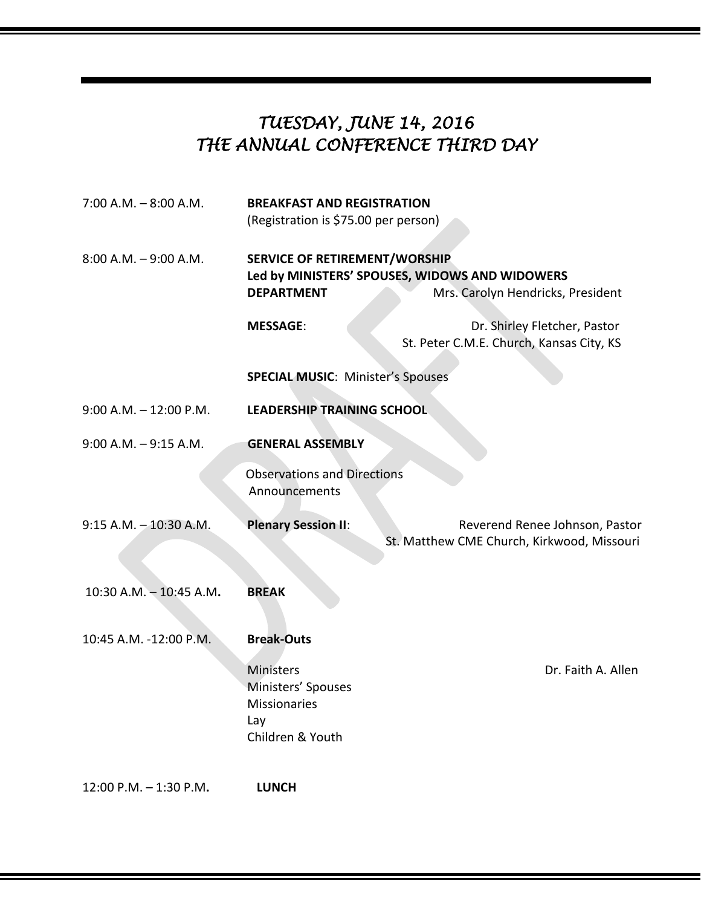## *TUESDAY, JUNE 14, 2016*
## *THE ANNUAL CONFERENCE THIRD DAY*

| | |
|---|---|
| 7:00 A.M. – 8:00 A.M. | **BREAKFAST AND REGISTRATION**<br>(Registration is $75.00 per person) |
| 8:00 A.M. – 9:00 A.M. | **SERVICE OF RETIREMENT/WORSHIP**<br>**Led by MINISTERS' SPOUSES, WIDOWS AND WIDOWERS DEPARTMENT** Mrs. Carolyn Hendricks, President<br><br>**MESSAGE**: Dr. Shirley Fletcher, Pastor<br>St. Peter C.M.E. Church, Kansas City, KS<br><br>**SPECIAL MUSIC**: Minister's Spouses |
| 9:00 A.M. – 12:00 P.M. | **LEADERSHIP TRAINING SCHOOL** |
| 9:00 A.M. – 9:15 A.M. | **GENERAL ASSEMBLY**<br><br>Observations and Directions<br>Announcements |
| 9:15 A.M. – 10:30 A.M. | **Plenary Session II**: Reverend Renee Johnson, Pastor<br>St. Matthew CME Church, Kirkwood, Missouri |
| 10:30 A.M. – 10:45 A.M. | **BREAK** |
| 10:45 A.M. -12:00 P.M. | **Break-Outs**<br><br>Ministers Dr. Faith A. Allen<br>Ministers' Spouses<br>Missionaries<br>Lay<br>Children & Youth |
| 12:00 P.M. – 1:30 P.M. | **LUNCH** |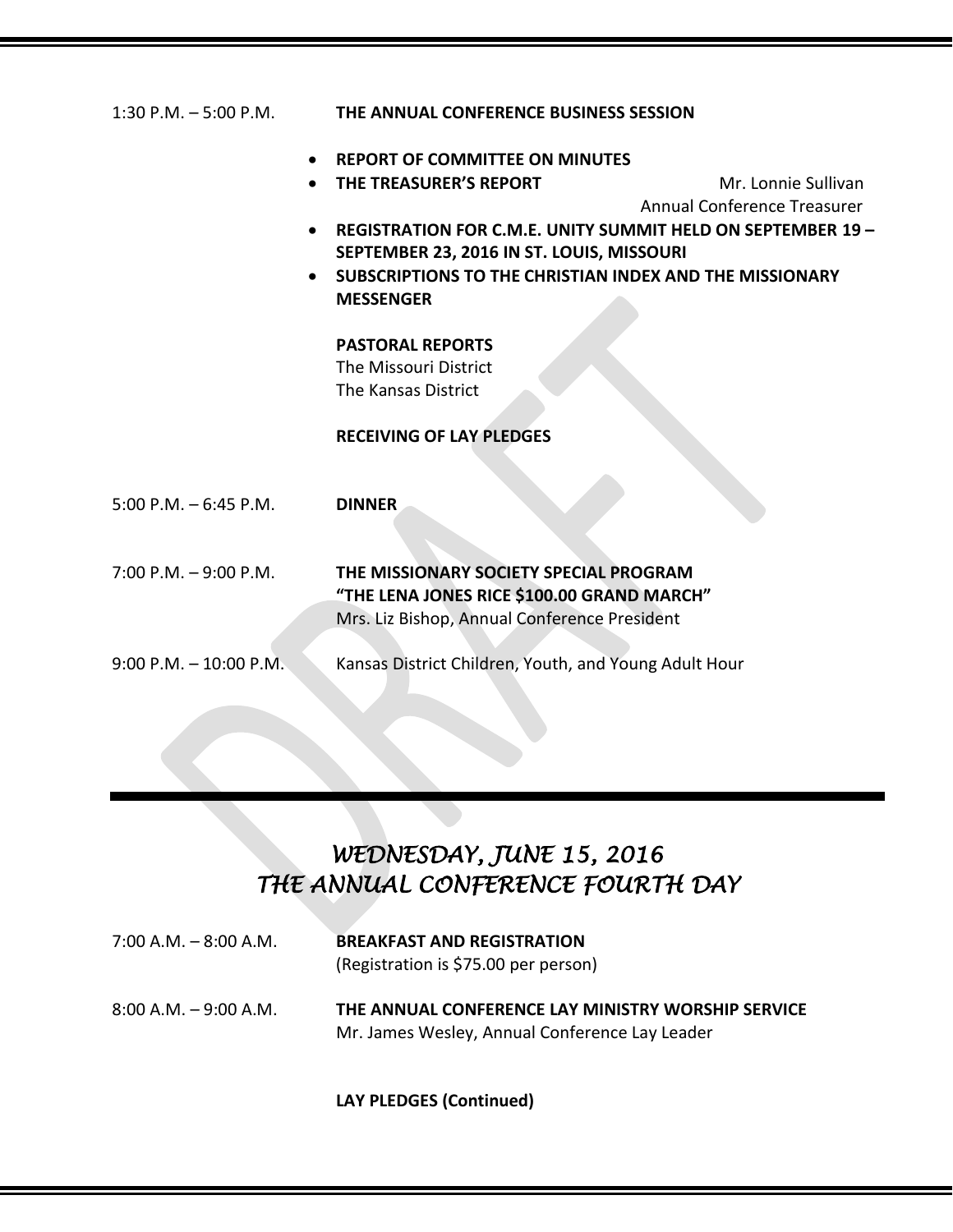1:30 P.M. – 5:00 P.M. **THE ANNUAL CONFERENCE BUSINESS SESSION**

- **REPORT OF COMMITTEE ON MINUTES**
- **THE TREASURER'S REPORT** Mr. Lonnie Sullivan, Annual Conference Treasurer
- **REGISTRATION FOR C.M.E. UNITY SUMMIT HELD ON SEPTEMBER 19 – SEPTEMBER 23, 2016 IN ST. LOUIS, MISSOURI**
- **SUBSCRIPTIONS TO THE CHRISTIAN INDEX AND THE MISSIONARY MESSENGER**

**PASTORAL REPORTS**
The Missouri District
The Kansas District

**RECEIVING OF LAY PLEDGES**

5:00 P.M. – 6:45 P.M. **DINNER**

7:00 P.M. – 9:00 P.M. **THE MISSIONARY SOCIETY SPECIAL PROGRAM**
**"THE LENA JONES RICE $100.00 GRAND MARCH"**
Mrs. Liz Bishop, Annual Conference President

9:00 P.M. – 10:00 P.M. Kansas District Children, Youth, and Young Adult Hour

---

## *WEDNESDAY, JUNE 15, 2016*
## *THE ANNUAL CONFERENCE FOURTH DAY*

7:00 A.M. – 8:00 A.M. **BREAKFAST AND REGISTRATION**
(Registration is $75.00 per person)

8:00 A.M. – 9:00 A.M. **THE ANNUAL CONFERENCE LAY MINISTRY WORSHIP SERVICE**
Mr. James Wesley, Annual Conference Lay Leader

**LAY PLEDGES (Continued)**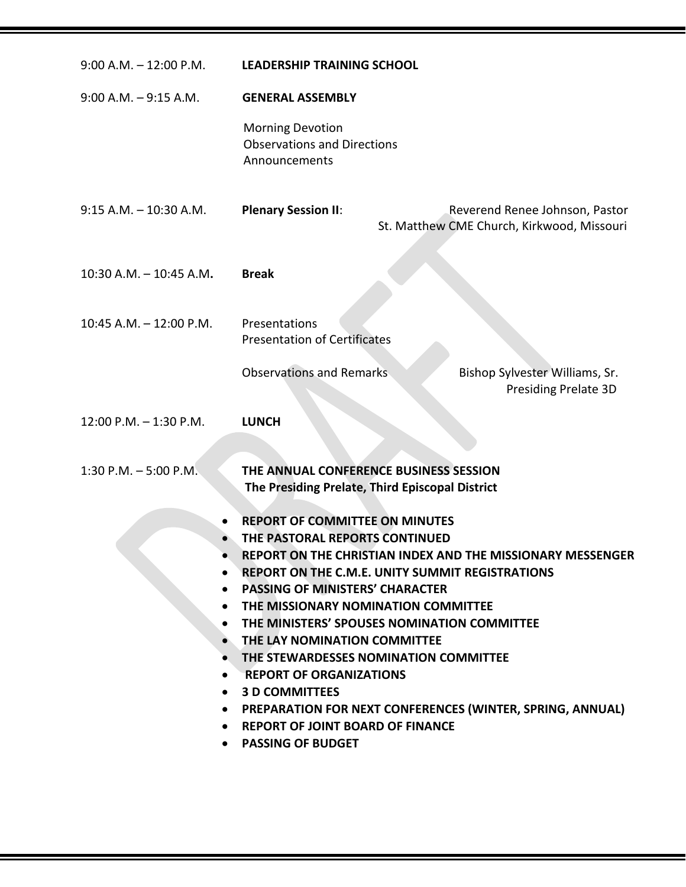| | |
|---|---|
| 9:00 A.M. – 12:00 P.M. | **LEADERSHIP TRAINING SCHOOL** |
| 9:00 A.M. – 9:15 A.M. | **GENERAL ASSEMBLY** |
| | Morning Devotion<br>Observations and Directions<br>Announcements |
| 9:15 A.M. – 10:30 A.M. | **Plenary Session II**: Reverend Renee Johnson, Pastor<br>St. Matthew CME Church, Kirkwood, Missouri |
| 10:30 A.M. – 10:45 A.M**.** | **Break** |
| 10:45 A.M. – 12:00 P.M. | Presentations<br>Presentation of Certificates |
| | Observations and Remarks — Bishop Sylvester Williams, Sr.<br>Presiding Prelate 3D |
| 12:00 P.M. – 1:30 P.M. | **LUNCH** |
| 1:30 P.M. – 5:00 P.M. | **THE ANNUAL CONFERENCE BUSINESS SESSION**<br>**The Presiding Prelate, Third Episcopal District** |

- **REPORT OF COMMITTEE ON MINUTES**
- **THE PASTORAL REPORTS CONTINUED**
- **REPORT ON THE CHRISTIAN INDEX AND THE MISSIONARY MESSENGER**
- **REPORT ON THE C.M.E. UNITY SUMMIT REGISTRATIONS**
- **PASSING OF MINISTERS' CHARACTER**
- **THE MISSIONARY NOMINATION COMMITTEE**
- **THE MINISTERS' SPOUSES NOMINATION COMMITTEE**
- **THE LAY NOMINATION COMMITTEE**
- **THE STEWARDESSES NOMINATION COMMITTEE**
- **REPORT OF ORGANIZATIONS**
- **3 D COMMITTEES**
- **PREPARATION FOR NEXT CONFERENCES (WINTER, SPRING, ANNUAL)**
- **REPORT OF JOINT BOARD OF FINANCE**
- **PASSING OF BUDGET**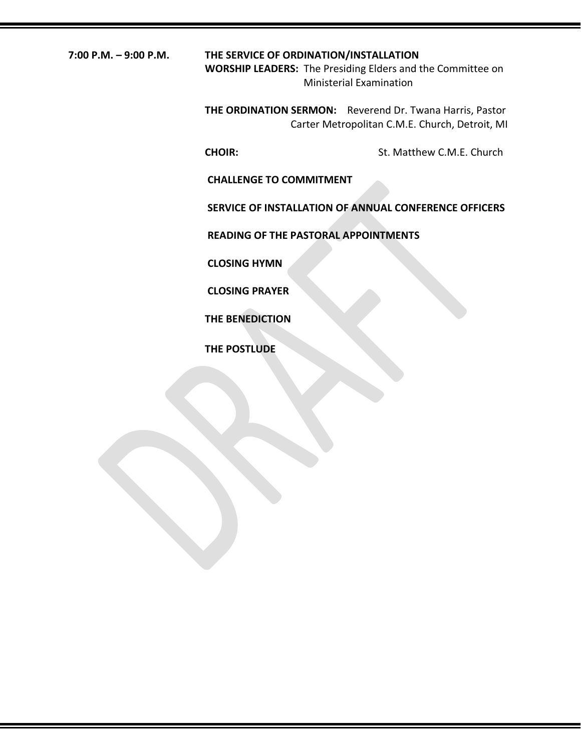**7:00 P.M. – 9:00 P.M.** **THE SERVICE OF ORDINATION/INSTALLATION**

**WORSHIP LEADERS:** The Presiding Elders and the Committee on Ministerial Examination

**THE ORDINATION SERMON:** Reverend Dr. Twana Harris, Pastor
Carter Metropolitan C.M.E. Church, Detroit, MI

**CHOIR:** St. Matthew C.M.E. Church

**CHALLENGE TO COMMITMENT**

**SERVICE OF INSTALLATION OF ANNUAL CONFERENCE OFFICERS**

**READING OF THE PASTORAL APPOINTMENTS**

**CLOSING HYMN**

**CLOSING PRAYER**

**THE BENEDICTION**

**THE POSTLUDE**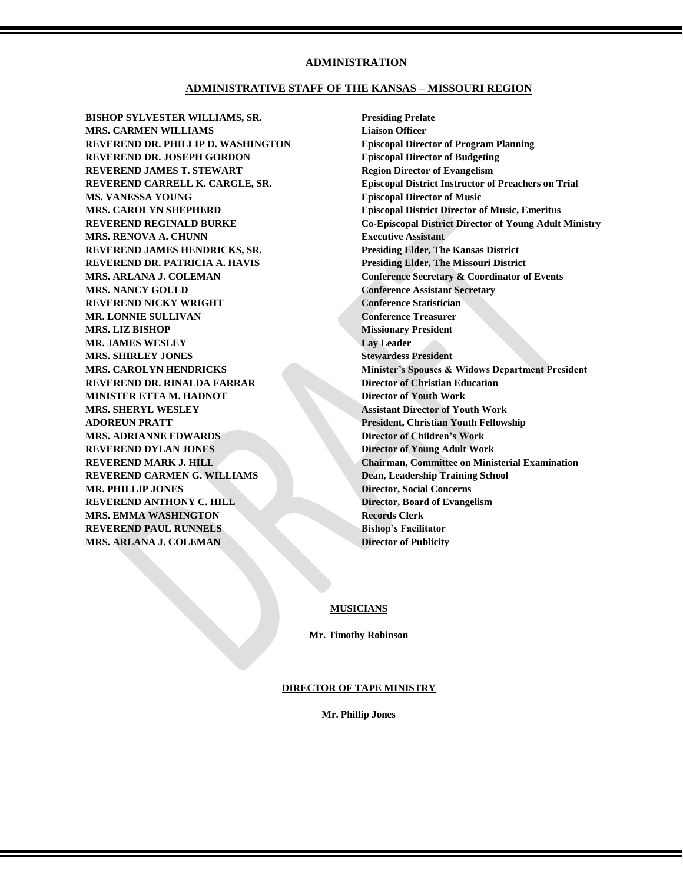# ADMINISTRATION

## ADMINISTRATIVE STAFF OF THE KANSAS – MISSOURI REGION

| | |
|---|---|
| **BISHOP SYLVESTER WILLIAMS, SR.** | **Presiding Prelate** |
| **MRS. CARMEN WILLIAMS** | **Liaison Officer** |
| **REVEREND DR. PHILLIP D. WASHINGTON** | **Episcopal Director of Program Planning** |
| **REVEREND DR. JOSEPH GORDON** | **Episcopal Director of Budgeting** |
| **REVEREND JAMES T. STEWART** | **Region Director of Evangelism** |
| **REVEREND CARRELL K. CARGLE, SR.** | **Episcopal District Instructor of Preachers on Trial** |
| **MS. VANESSA YOUNG** | **Episcopal Director of Music** |
| **MRS. CAROLYN SHEPHERD** | **Episcopal District Director of Music, Emeritus** |
| **REVEREND REGINALD BURKE** | **Co-Episcopal District Director of Young Adult Ministry** |
| **MRS. RENOVA A. CHUNN** | **Executive Assistant** |
| **REVEREND JAMES HENDRICKS, SR.** | **Presiding Elder, The Kansas District** |
| **REVEREND DR. PATRICIA A. HAVIS** | **Presiding Elder, The Missouri District** |
| **MRS. ARLANA J. COLEMAN** | **Conference Secretary & Coordinator of Events** |
| **MRS. NANCY GOULD** | **Conference Assistant Secretary** |
| **REVEREND NICKY WRIGHT** | **Conference Statistician** |
| **MR. LONNIE SULLIVAN** | **Conference Treasurer** |
| **MRS. LIZ BISHOP** | **Missionary President** |
| **MR. JAMES WESLEY** | **Lay Leader** |
| **MRS. SHIRLEY JONES** | **Stewardess President** |
| **MRS. CAROLYN HENDRICKS** | **Minister's Spouses & Widows Department President** |
| **REVEREND DR. RINALDA FARRAR** | **Director of Christian Education** |
| **MINISTER ETTA M. HADNOT** | **Director of Youth Work** |
| **MRS. SHERYL WESLEY** | **Assistant Director of Youth Work** |
| **ADOREUN PRATT** | **President, Christian Youth Fellowship** |
| **MRS. ADRIANNE EDWARDS** | **Director of Children's Work** |
| **REVEREND DYLAN JONES** | **Director of Young Adult Work** |
| **REVEREND MARK J. HILL** | **Chairman, Committee on Ministerial Examination** |
| **REVEREND CARMEN G. WILLIAMS** | **Dean, Leadership Training School** |
| **MR. PHILLIP JONES** | **Director, Social Concerns** |
| **REVEREND ANTHONY C. HILL** | **Director, Board of Evangelism** |
| **MRS. EMMA WASHINGTON** | **Records Clerk** |
| **REVEREND PAUL RUNNELS** | **Bishop's Facilitator** |
| **MRS. ARLANA J. COLEMAN** | **Director of Publicity** |

### MUSICIANS

**Mr. Timothy Robinson**

### DIRECTOR OF TAPE MINISTRY

**Mr. Phillip Jones**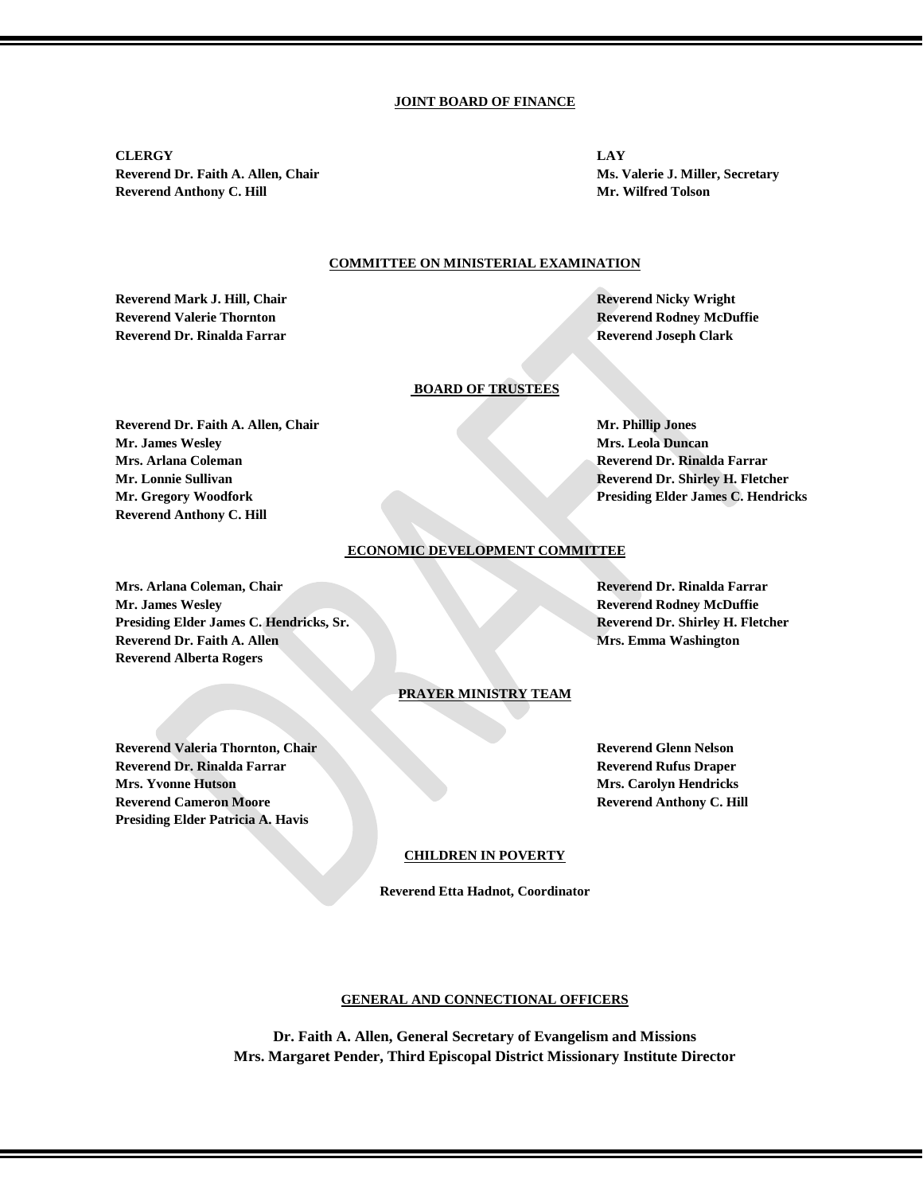## JOINT BOARD OF FINANCE

**CLERGY**
**Reverend Dr. Faith A. Allen, Chair**
**Reverend Anthony C. Hill**

**LAY**
**Ms. Valerie J. Miller, Secretary**
**Mr. Wilfred Tolson**

## COMMITTEE ON MINISTERIAL EXAMINATION

**Reverend Mark J. Hill, Chair**
**Reverend Valerie Thornton**
**Reverend Dr. Rinalda Farrar**
**Reverend Nicky Wright**
**Reverend Rodney McDuffie**
**Reverend Joseph Clark**

## BOARD OF TRUSTEES

**Reverend Dr. Faith A. Allen, Chair**
**Mr. James Wesley**
**Mrs. Arlana Coleman**
**Mr. Lonnie Sullivan**
**Mr. Gregory Woodfork**
**Reverend Anthony C. Hill**
**Mr. Phillip Jones**
**Mrs. Leola Duncan**
**Reverend Dr. Rinalda Farrar**
**Reverend Dr. Shirley H. Fletcher**
**Presiding Elder James C. Hendricks**

## ECONOMIC DEVELOPMENT COMMITTEE

**Mrs. Arlana Coleman, Chair**
**Mr. James Wesley**
**Presiding Elder James C. Hendricks, Sr.**
**Reverend Dr. Faith A. Allen**
**Reverend Alberta Rogers**
**Reverend Dr. Rinalda Farrar**
**Reverend Rodney McDuffie**
**Reverend Dr. Shirley H. Fletcher**
**Mrs. Emma Washington**

## PRAYER MINISTRY TEAM

**Reverend Valeria Thornton, Chair**
**Reverend Dr. Rinalda Farrar**
**Mrs. Yvonne Hutson**
**Reverend Cameron Moore**
**Presiding Elder Patricia A. Havis**
**Reverend Glenn Nelson**
**Reverend Rufus Draper**
**Mrs. Carolyn Hendricks**
**Reverend Anthony C. Hill**

## CHILDREN IN POVERTY

**Reverend Etta Hadnot, Coordinator**

## GENERAL AND CONNECTIONAL OFFICERS

**Dr. Faith A. Allen, General Secretary of Evangelism and Missions**
**Mrs. Margaret Pender, Third Episcopal District Missionary Institute Director**